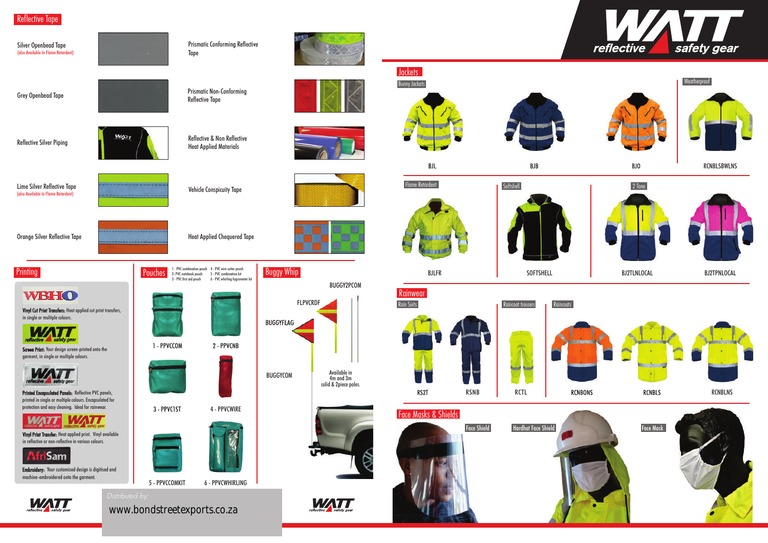# WATT reflective safety gear

## Reflective Tape

Silver Openbead Tape
(also Available In Flame Retardant)

Prismatic Conforming Reflective Tape

Grey Openbead Tape

Prismatic Non-Conforming Reflective Tape

Reflective Silver Piping

Reflective & Non Reflective Heat Applied Materials

Lime Silver Reflective Tape
(also Available In Flame Retardant)

Vehicle Conspicuity Tape

Orange Silver Reflective Tape

Heat Applied Chequered Tape

## Printing

**Vinyl Cut Print Transfers:** Heat applied cut print transfers, in single or multiple colours.

**Screen Print:** Your design screen-printed onto the garment, in single or multiple colours.

**Printed Encapsulated Panels:** Reflective PVC panels, printed in single or multiple colours. Encapsulated for protection and easy cleaning. Ideal for rainwear.

**Vinyl Print Transfer:** Heat applied print. Vinyl available in reflective or non-reflective in various colours.

**Embroidery:** Your customised design is digitised and machine-embroidered onto the garment.

## Pouches

1 - PVC combination pouch
2- PVC notebook pouch
3 - PVC first aid pouch
4 - PVC wire cutter pouch
5 - PVC combination kit
6 - PVC whirling hygrometer kit

1 - PPVCCOM
2 - PPVCNB
3 - PPVC1ST
4 - PPVCWIRE
5 - PPVCCOMKIT
6 - PPVCWHIRLING

## Buggy Whip

BUGGY2PCOM
FLPVCRDF
BUGGYFLAG
BUGGYCOM

Available in 4m and 3m solid & 2piece poles.

## Jackets

Bunny Jackets: BJL, BJB, BJO

Weatherproof: RCNBLSBWLNS

Flame Retardent: BJLFR

Softshell: SOFTSHELL

2 Tone: BJ2TLNLOCAL, BJ2TPNLOCAL

## Rainwear

Rain Suits: RS2T, RSNB

Raincoat trousers: RCTL

Raincoats: RCNBONS, RCNBLS, RCNBLNS

## Face Masks & Shields

Face Shield

Hardhat Face Shield

Face Mask

*Distributed by:*
www.bondstreetexports.co.za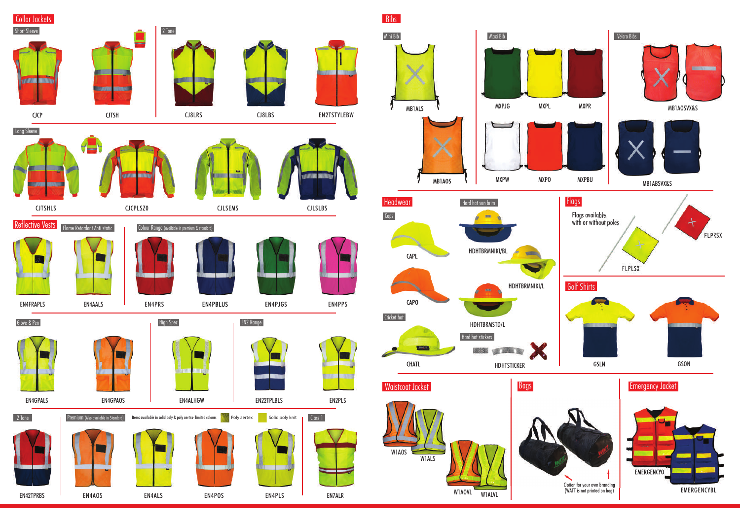# Collar Jackets

## Short Sleeve

CJCP

CJTSH

## 2 Tone

CJ8LRS

CJ8LBS

EN2TSTYLEBW

## Long Sleeve

CJTSHLS

CJCPLSZ0

CJLSEMS

CJLSLBS

# Reflective Vests

## Flame Retardant Anti static

EN4FRAPLS

EN4AALS

## Colour Range (available in premium & standard)

EN4PRS

EN4PBLUS

EN4PJGS

EN4PPS

## Glove & Pen

EN4GPALS

EN4GPAOS

## High Spec

EN4ALHGW

## EN2 Range

EN22TPLBLS

EN2PLS

## 2 Tone

EN42TPRBS

## Premium (Also available in Standard)

Items available in solid poly & poly aertex- limited colours

Poly aertex

Solid poly knit

EN4AOS

EN4ALS

EN4POS

EN4PLS

## Class 1

EN7ALR

# Bibs

## Mini Bib

MB1ALS

MB1AOS

## Maxi Bib

MXPJG

MXPL

MXPR

MXPW

MXPO

MXPBU

## Velcro Bibs

MB1AOSVX&S

MB1ABSVX&S

# Headwear

## Caps

CAPL

CAPO

## Hard hat sun brim

HDHTBRMNIKI/BL

HDHTBRMNIKI/L

HDHTBRMSTD/L

## Cricket hat

CHATL

## Hard hat stickers

HDHTSTICKER

# Flags

Flags available with or without poles

FLPLSX

FLPRSX

# Golf Shirts

GSLN

GSON

# Waistcoat Jacket

W1AOS

W1ALS

W1AOVL

W1ALVL

# Bags

Option for your own branding (WATT is not printed on bag)

# Emergency Jacket

EMERGENCYO

EMERGENCYBL